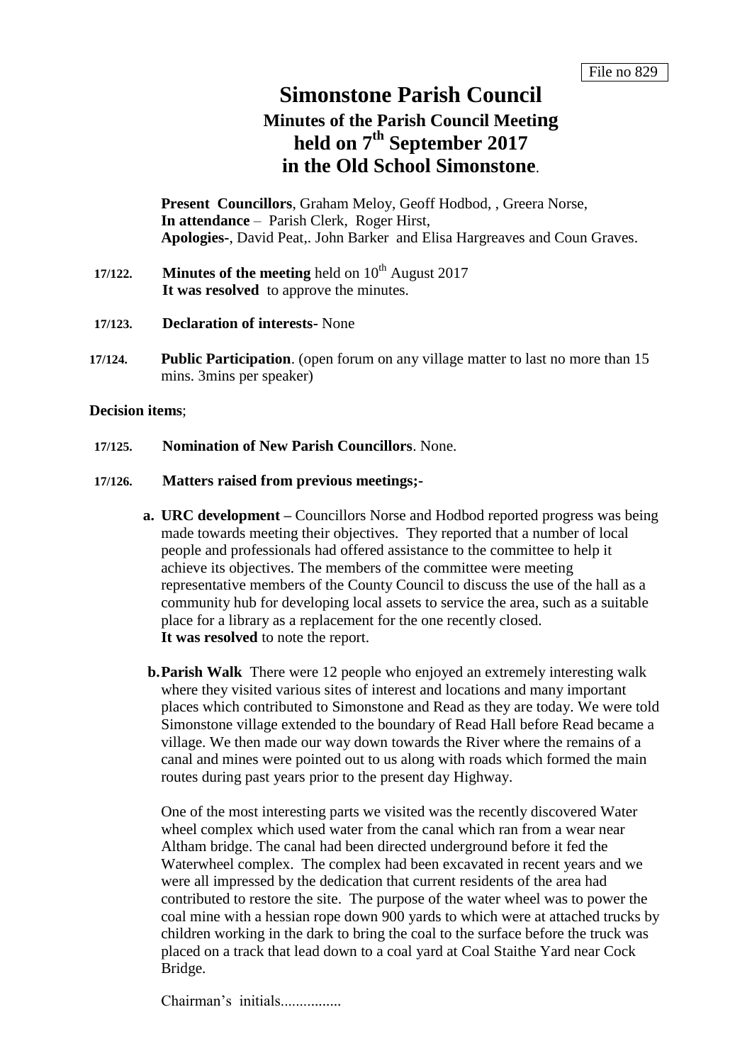File no 829

# Simonstone Parish Council
## Minutes of the Parish Council Meeting held on 7th September 2017 in the Old School Simonstone.

**Present Councillors**, Graham Meloy, Geoff Hodbod, , Greera Norse,
**In attendance** – Parish Clerk, Roger Hirst,
**Apologies-**, David Peat,. John Barker and Elisa Hargreaves and Coun Graves.

**17/122. Minutes of the meeting** held on 10th August 2017
**It was resolved** to approve the minutes.

**17/123. Declaration of interests-** None

**17/124. Public Participation**. (open forum on any village matter to last no more than 15 mins. 3mins per speaker)

**Decision items**;

**17/125. Nomination of New Parish Councillors**. None.

**17/126. Matters raised from previous meetings;-**

**a. URC development –** Councillors Norse and Hodbod reported progress was being made towards meeting their objectives. They reported that a number of local people and professionals had offered assistance to the committee to help it achieve its objectives. The members of the committee were meeting representative members of the County Council to discuss the use of the hall as a community hub for developing local assets to service the area, such as a suitable place for a library as a replacement for the one recently closed.
**It was resolved** to note the report.

**b. Parish Walk** There were 12 people who enjoyed an extremely interesting walk where they visited various sites of interest and locations and many important places which contributed to Simonstone and Read as they are today. We were told Simonstone village extended to the boundary of Read Hall before Read became a village. We then made our way down towards the River where the remains of a canal and mines were pointed out to us along with roads which formed the main routes during past years prior to the present day Highway.

One of the most interesting parts we visited was the recently discovered Water wheel complex which used water from the canal which ran from a wear near Altham bridge. The canal had been directed underground before it fed the Waterwheel complex. The complex had been excavated in recent years and we were all impressed by the dedication that current residents of the area had contributed to restore the site. The purpose of the water wheel was to power the coal mine with a hessian rope down 900 yards to which were at attached trucks by children working in the dark to bring the coal to the surface before the truck was placed on a track that lead down to a coal yard at Coal Staithe Yard near Cock Bridge.

Chairman's initials................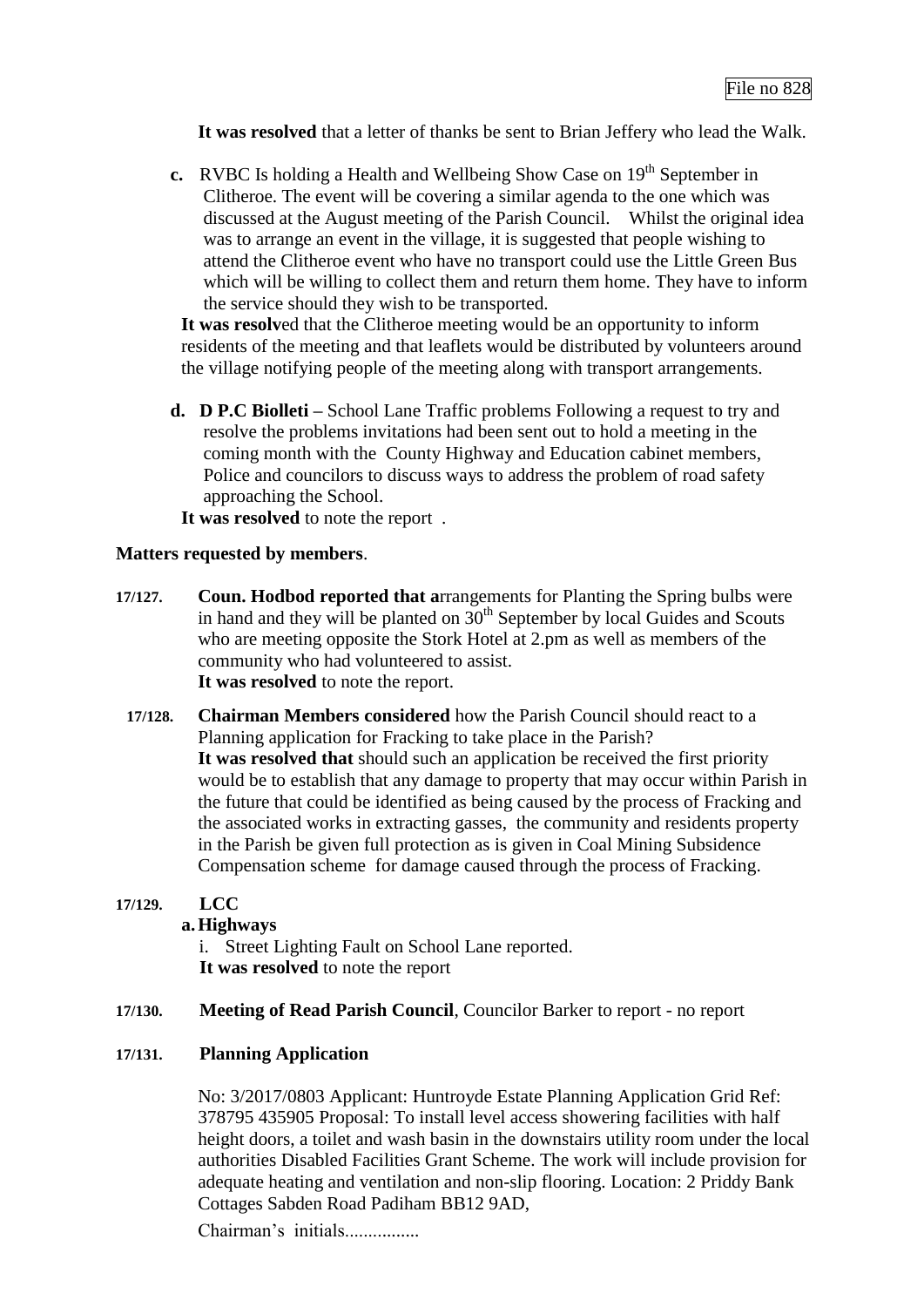It was resolved that a letter of thanks be sent to Brian Jeffery who lead the Walk.

**c.** RVBC Is holding a Health and Wellbeing Show Case on 19th September in Clitheroe. The event will be covering a similar agenda to the one which was discussed at the August meeting of the Parish Council. Whilst the original idea was to arrange an event in the village, it is suggested that people wishing to attend the Clitheroe event who have no transport could use the Little Green Bus which will be willing to collect them and return them home. They have to inform the service should they wish to be transported.

**It was resolv**ed that the Clitheroe meeting would be an opportunity to inform residents of the meeting and that leaflets would be distributed by volunteers around the village notifying people of the meeting along with transport arrangements.

**d. D P.C Biolleti –** School Lane Traffic problems Following a request to try and resolve the problems invitations had been sent out to hold a meeting in the coming month with the County Highway and Education cabinet members, Police and councilors to discuss ways to address the problem of road safety approaching the School.

**It was resolved** to note the report .

**Matters requested by members**.

**17/127.** **Coun. Hodbod reported that a**rrangements for Planting the Spring bulbs were in hand and they will be planted on 30th September by local Guides and Scouts who are meeting opposite the Stork Hotel at 2.pm as well as members of the community who had volunteered to assist.
**It was resolved** to note the report.

**17/128.** **Chairman Members considered** how the Parish Council should react to a Planning application for Fracking to take place in the Parish?
**It was resolved that** should such an application be received the first priority would be to establish that any damage to property that may occur within Parish in the future that could be identified as being caused by the process of Fracking and the associated works in extracting gasses, the community and residents property in the Parish be given full protection as is given in Coal Mining Subsidence Compensation scheme for damage caused through the process of Fracking.

**17/129.** **LCC**

**a. Highways**

i. Street Lighting Fault on School Lane reported.
**It was resolved** to note the report

**17/130.** **Meeting of Read Parish Council**, Councilor Barker to report - no report

**17/131.** **Planning Application**

No: 3/2017/0803 Applicant: Huntroyde Estate Planning Application Grid Ref: 378795 435905 Proposal: To install level access showering facilities with half height doors, a toilet and wash basin in the downstairs utility room under the local authorities Disabled Facilities Grant Scheme. The work will include provision for adequate heating and ventilation and non-slip flooring. Location: 2 Priddy Bank Cottages Sabden Road Padiham BB12 9AD,

Chairman's initials................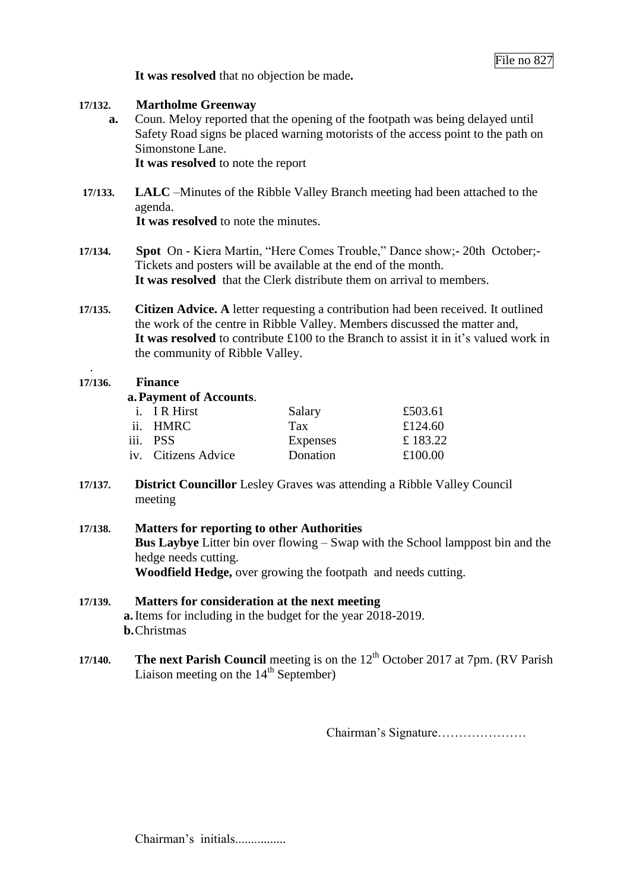File no 827

**It was resolved** that no objection be made**.**

**17/132. Martholme Greenway**

**a.** Coun. Meloy reported that the opening of the footpath was being delayed until Safety Road signs be placed warning motorists of the access point to the path on Simonstone Lane.
**It was resolved** to note the report

**17/133. LALC** –Minutes of the Ribble Valley Branch meeting had been attached to the agenda.
**It was resolved** to note the minutes.

**17/134. Spot** On - Kiera Martin, "Here Comes Trouble," Dance show;- 20th October;- Tickets and posters will be available at the end of the month.
**It was resolved** that the Clerk distribute them on arrival to members.

**17/135. Citizen Advice. A** letter requesting a contribution had been received. It outlined the work of the centre in Ribble Valley. Members discussed the matter and,
**It was resolved** to contribute £100 to the Branch to assist it in it's valued work in the community of Ribble Valley.

.

**17/136. Finance**

**a. Payment of Accounts**.

| | | |
|---|---|---|
| i. I R Hirst | Salary | £503.61 |
| ii. HMRC | Tax | £124.60 |
| iii. PSS | Expenses | £ 183.22 |
| iv. Citizens Advice | Donation | £100.00 |

**17/137. District Councillor** Lesley Graves was attending a Ribble Valley Council meeting

**17/138. Matters for reporting to other Authorities**
**Bus Laybye** Litter bin over flowing – Swap with the School lamppost bin and the hedge needs cutting.
**Woodfield Hedge,** over growing the footpath and needs cutting.

**17/139. Matters for consideration at the next meeting**

**a.** Items for including in the budget for the year 2018-2019.
**b.** Christmas

**17/140. The next Parish Council** meeting is on the 12th October 2017 at 7pm. (RV Parish Liaison meeting on the 14th September)

Chairman's Signature…………………

Chairman's initials................